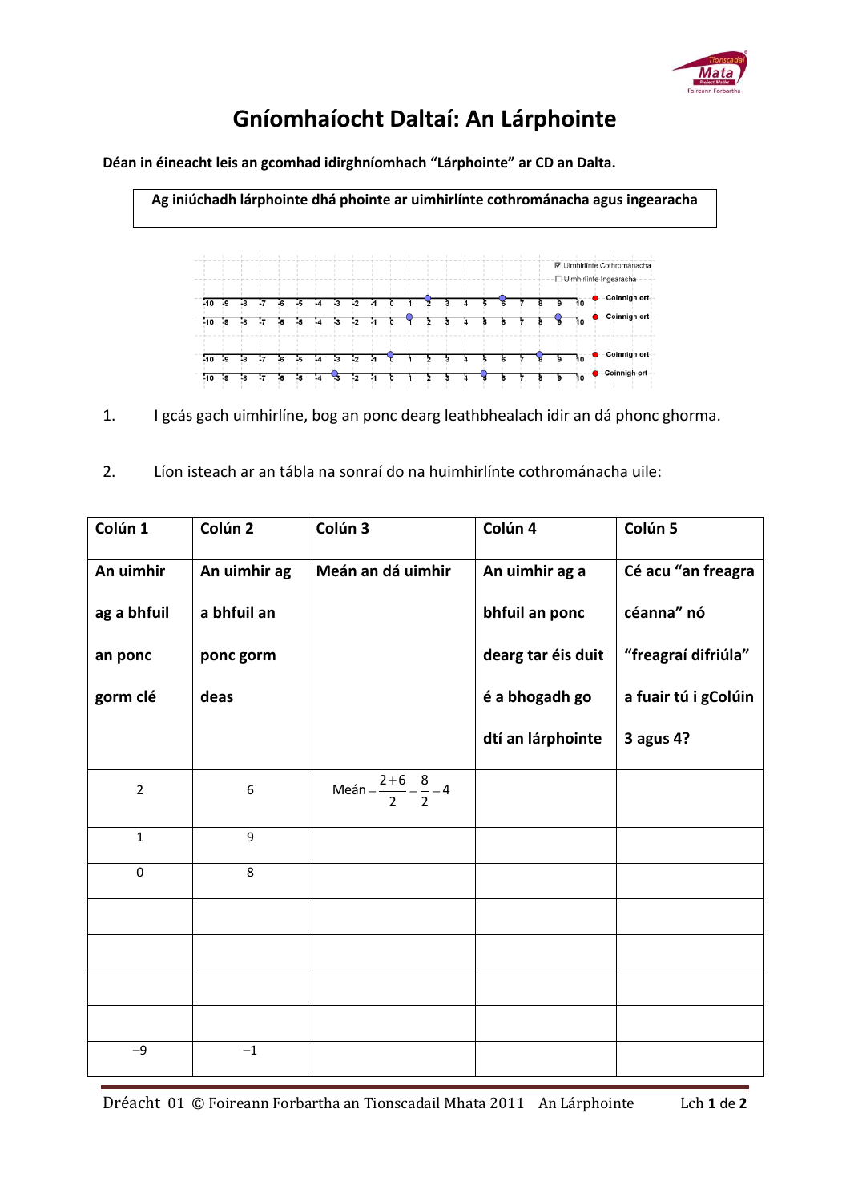# Gníomhaíocht Daltaí: An Lárphointe

**Déan in éineacht leis an gcomhad idirghníomhach "Lárphointe" ar CD an Dalta.**

**Ag iniúchadh lárphointe dhá phointe ar uimhirlínte cothrománacha agus ingearacha**

1. I gcás gach uimhirlíne, bog an ponc dearg leathbhealach idir an dá phonc ghorma.

2. Líon isteach ar an tábla na sonraí do na huimhirlínte cothrománacha uile:

| Colún 1<br><br>An uimhir ag a bhfuil an ponc gorm clé | Colún 2<br><br>An uimhir ag a bhfuil an ponc gorm deas | Colún 3<br><br>Meán an dá uimhir | Colún 4<br><br>An uimhir ag a bhfuil an ponc dearg tar éis duit é a bhogadh go dtí an lárphointe | Colún 5<br><br>Cé acu "an freagra céanna" nó "freagraí difriúla" a fuair tú i gColúin 3 agus 4? |
|---|---|---|---|---|
| 2 | 6 | $\text{Meán} = \frac{2+6}{2} = \frac{8}{2} = 4$ | | |
| 1 | 9 | | | |
| 0 | 8 | | | |
| | | | | |
| | | | | |
| | | | | |
| | | | | |
| $-9$ | $-1$ | | | |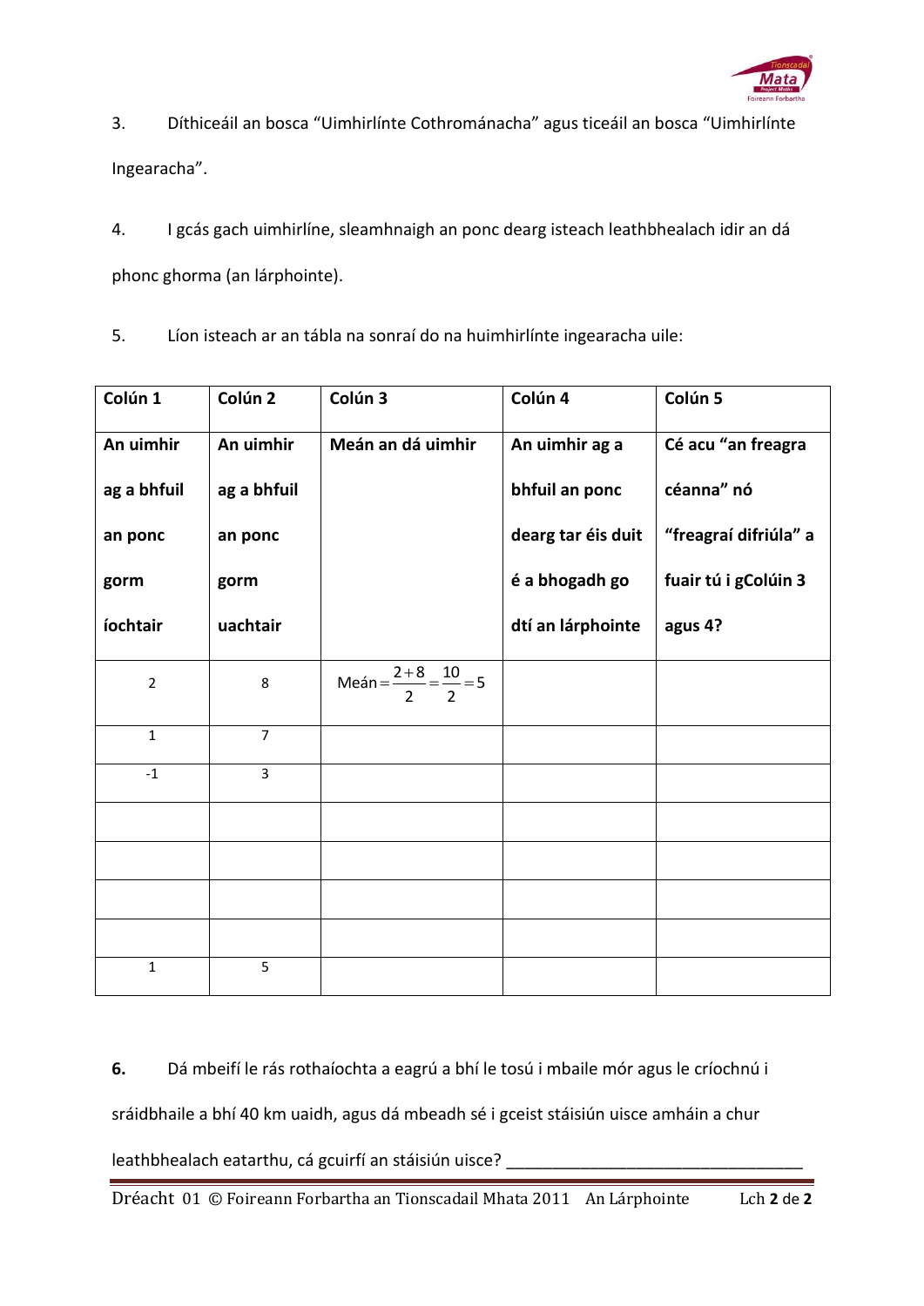3. Díthiceáil an bosca "Uimhirlínte Cothrománacha" agus ticeáil an bosca "Uimhirlínte Ingearacha".

4. I gcás gach uimhirlíne, sleamhnaigh an ponc dearg isteach leathbhealach idir an dá phonc ghorma (an lárphointe).

5. Líon isteach ar an tábla na sonraí do na huimhirlínte ingearacha uile:

| **Colún 1** | **Colún 2** | **Colún 3** | **Colún 4** | **Colún 5** |
|---|---|---|---|---|
| **An uimhir ag a bhfuil an ponc gorm íochtair** | **An uimhir ag a bhfuil an ponc gorm uachtair** | **Meán an dá uimhir** | **An uimhir ag a bhfuil an ponc dearg tar éis duit é a bhogadh go dtí an lárphointe** | **Cé acu "an freagra céanna" nó "freagraí difriúla" a fuair tú i gColúin 3 agus 4?** |
| 2 | 8 | $\text{Meán} = \frac{2+8}{2} = \frac{10}{2} = 5$ | | |
| 1 | 7 | | | |
| -1 | 3 | | | |
| | | | | |
| | | | | |
| | | | | |
| | | | | |
| 1 | 5 | | | |

**6.** Dá mbeifí le rás rothaíochta a eagrú a bhí le tosú i mbaile mór agus le críochnú i sráidbhaile a bhí 40 km uaidh, agus dá mbeadh sé i gceist stáisiún uisce amháin a chur leathbhealach eatarthu, cá gcuirfí an stáisiún uisce? ________________________________